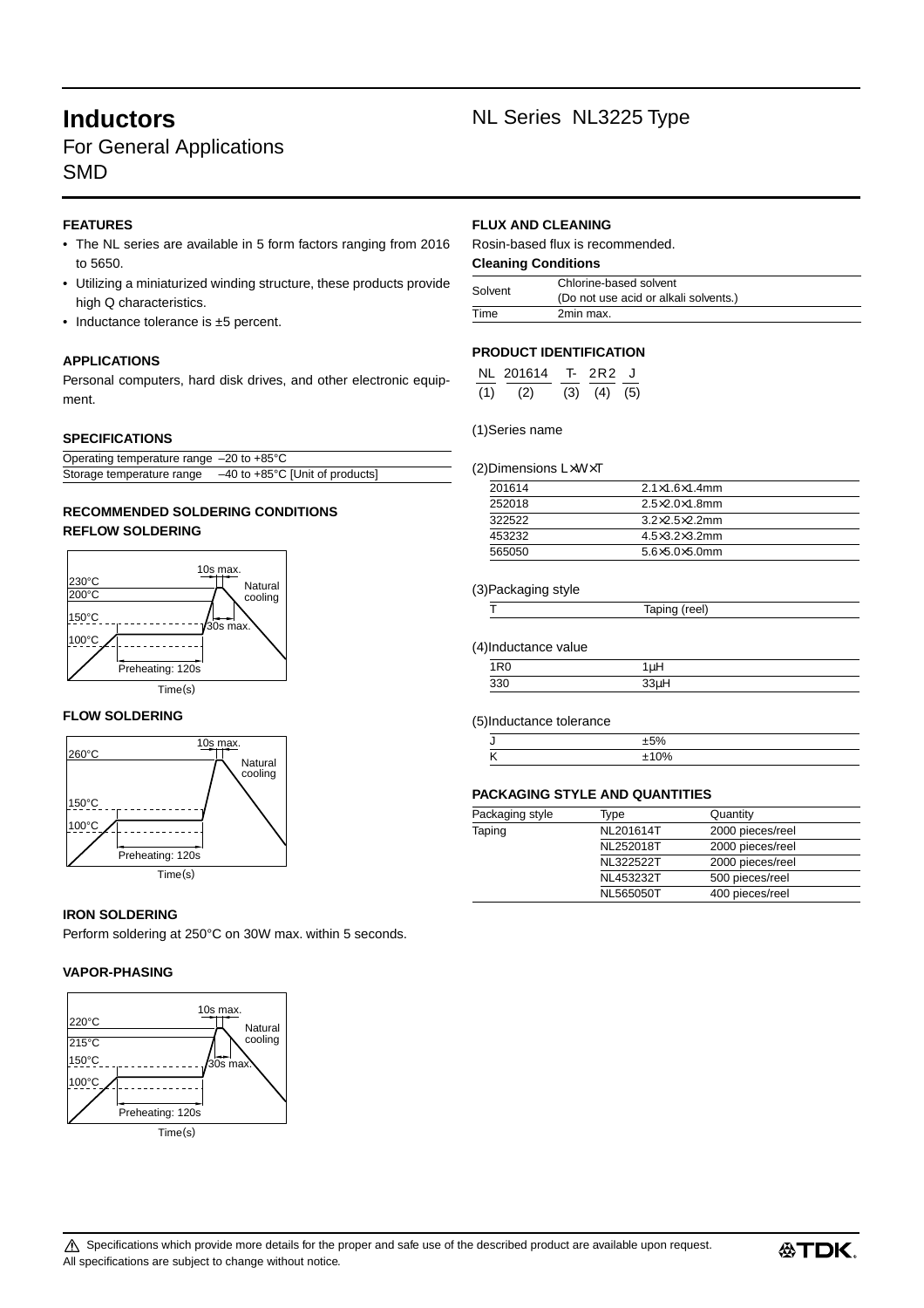# Inductors

For General Applications
SMD

NL Series NL3225 Type

## FEATURES

- The NL series are available in 5 form factors ranging from 2016 to 5650.
- Utilizing a miniaturized winding structure, these products provide high Q characteristics.
- Inductance tolerance is ±5 percent.

## APPLICATIONS

Personal computers, hard disk drives, and other electronic equipment.

## SPECIFICATIONS

| | |
|---|---|
| Operating temperature range | –20 to +85°C |
| Storage temperature range | –40 to +85°C [Unit of products] |

## RECOMMENDED SOLDERING CONDITIONS

### REFLOW SOLDERING

10s max.
230°C
200°C
150°C
100°C
Natural cooling
30s max.
Preheating: 120s
Time(s)

### FLOW SOLDERING

10s max.
260°C
150°C
100°C
Natural cooling
Preheating: 120s
Time(s)

### IRON SOLDERING

Perform soldering at 250°C on 30W max. within 5 seconds.

### VAPOR-PHASING

10s max.
220°C
215°C
150°C
100°C
Natural cooling
30s max.
Preheating: 120s
Time(s)

## FLUX AND CLEANING

Rosin-based flux is recommended.

**Cleaning Conditions**

| | |
|---|---|
| Solvent | Chlorine-based solvent (Do not use acid or alkali solvents.) |
| Time | 2min max. |

## PRODUCT IDENTIFICATION

NL 201614 T- 2R2 J
(1) (2) (3) (4) (5)

(1)Series name

(2)Dimensions L×W×T

| | |
|---|---|
| 201614 | 2.1×1.6×1.4mm |
| 252018 | 2.5×2.0×1.8mm |
| 322522 | 3.2×2.5×2.2mm |
| 453232 | 4.5×3.2×3.2mm |
| 565050 | 5.6×5.0×5.0mm |

(3)Packaging style

| | |
|---|---|
| T | Taping (reel) |

(4)Inductance value

| | |
|---|---|
| 1R0 | 1µH |
| 330 | 33µH |

(5)Inductance tolerance

| | |
|---|---|
| J | ±5% |
| K | ±10% |

## PACKAGING STYLE AND QUANTITIES

| Packaging style | Type | Quantity |
|---|---|---|
| Taping | NL201614T | 2000 pieces/reel |
| | NL252018T | 2000 pieces/reel |
| | NL322522T | 2000 pieces/reel |
| | NL453232T | 500 pieces/reel |
| | NL565050T | 400 pieces/reel |

⚠ Specifications which provide more details for the proper and safe use of the described product are available upon request.
All specifications are subject to change without notice.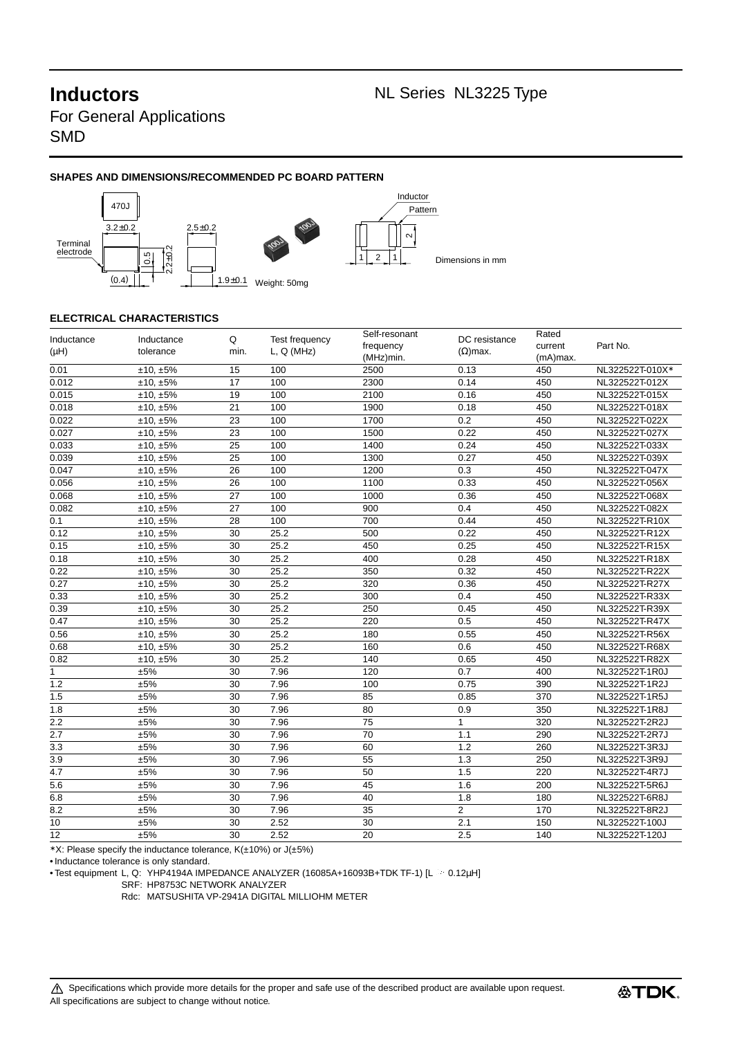# Inductors

NL Series NL3225 Type

For General Applications
SMD

### SHAPES AND DIMENSIONS/RECOMMENDED PC BOARD PATTERN

470J

3.2±0.2

2.5±0.2

Terminal electrode

0.5

2.2±0.2

(0.4)

1.9±0.1

Weight: 50mg

Inductor

Pattern

2

1 2 1

Dimensions in mm

### ELECTRICAL CHARACTERISTICS

| Inductance (μH) | Inductance tolerance | Q min. | Test frequency L, Q (MHz) | Self-resonant frequency (MHz)min. | DC resistance (Ω)max. | Rated current (mA)max. | Part No. |
|---|---|---|---|---|---|---|---|
| 0.01 | ±10, ±5% | 15 | 100 | 2500 | 0.13 | 450 | NL322522T-010X∗ |
| 0.012 | ±10, ±5% | 17 | 100 | 2300 | 0.14 | 450 | NL322522T-012X |
| 0.015 | ±10, ±5% | 19 | 100 | 2100 | 0.16 | 450 | NL322522T-015X |
| 0.018 | ±10, ±5% | 21 | 100 | 1900 | 0.18 | 450 | NL322522T-018X |
| 0.022 | ±10, ±5% | 23 | 100 | 1700 | 0.2 | 450 | NL322522T-022X |
| 0.027 | ±10, ±5% | 23 | 100 | 1500 | 0.22 | 450 | NL322522T-027X |
| 0.033 | ±10, ±5% | 25 | 100 | 1400 | 0.24 | 450 | NL322522T-033X |
| 0.039 | ±10, ±5% | 25 | 100 | 1300 | 0.27 | 450 | NL322522T-039X |
| 0.047 | ±10, ±5% | 26 | 100 | 1200 | 0.3 | 450 | NL322522T-047X |
| 0.056 | ±10, ±5% | 26 | 100 | 1100 | 0.33 | 450 | NL322522T-056X |
| 0.068 | ±10, ±5% | 27 | 100 | 1000 | 0.36 | 450 | NL322522T-068X |
| 0.082 | ±10, ±5% | 27 | 100 | 900 | 0.4 | 450 | NL322522T-082X |
| 0.1 | ±10, ±5% | 28 | 100 | 700 | 0.44 | 450 | NL322522T-R10X |
| 0.12 | ±10, ±5% | 30 | 25.2 | 500 | 0.22 | 450 | NL322522T-R12X |
| 0.15 | ±10, ±5% | 30 | 25.2 | 450 | 0.25 | 450 | NL322522T-R15X |
| 0.18 | ±10, ±5% | 30 | 25.2 | 400 | 0.28 | 450 | NL322522T-R18X |
| 0.22 | ±10, ±5% | 30 | 25.2 | 350 | 0.32 | 450 | NL322522T-R22X |
| 0.27 | ±10, ±5% | 30 | 25.2 | 320 | 0.36 | 450 | NL322522T-R27X |
| 0.33 | ±10, ±5% | 30 | 25.2 | 300 | 0.4 | 450 | NL322522T-R33X |
| 0.39 | ±10, ±5% | 30 | 25.2 | 250 | 0.45 | 450 | NL322522T-R39X |
| 0.47 | ±10, ±5% | 30 | 25.2 | 220 | 0.5 | 450 | NL322522T-R47X |
| 0.56 | ±10, ±5% | 30 | 25.2 | 180 | 0.55 | 450 | NL322522T-R56X |
| 0.68 | ±10, ±5% | 30 | 25.2 | 160 | 0.6 | 450 | NL322522T-R68X |
| 0.82 | ±10, ±5% | 30 | 25.2 | 140 | 0.65 | 450 | NL322522T-R82X |
| 1 | ±5% | 30 | 7.96 | 120 | 0.7 | 400 | NL322522T-1R0J |
| 1.2 | ±5% | 30 | 7.96 | 100 | 0.75 | 390 | NL322522T-1R2J |
| 1.5 | ±5% | 30 | 7.96 | 85 | 0.85 | 370 | NL322522T-1R5J |
| 1.8 | ±5% | 30 | 7.96 | 80 | 0.9 | 350 | NL322522T-1R8J |
| 2.2 | ±5% | 30 | 7.96 | 75 | 1 | 320 | NL322522T-2R2J |
| 2.7 | ±5% | 30 | 7.96 | 70 | 1.1 | 290 | NL322522T-2R7J |
| 3.3 | ±5% | 30 | 7.96 | 60 | 1.2 | 260 | NL322522T-3R3J |
| 3.9 | ±5% | 30 | 7.96 | 55 | 1.3 | 250 | NL322522T-3R9J |
| 4.7 | ±5% | 30 | 7.96 | 50 | 1.5 | 220 | NL322522T-4R7J |
| 5.6 | ±5% | 30 | 7.96 | 45 | 1.6 | 200 | NL322522T-5R6J |
| 6.8 | ±5% | 30 | 7.96 | 40 | 1.8 | 180 | NL322522T-6R8J |
| 8.2 | ±5% | 30 | 7.96 | 35 | 2 | 170 | NL322522T-8R2J |
| 10 | ±5% | 30 | 2.52 | 30 | 2.1 | 150 | NL322522T-100J |
| 12 | ±5% | 30 | 2.52 | 20 | 2.5 | 140 | NL322522T-120J |

∗X: Please specify the inductance tolerance, K(±10%) or J(±5%)

• Inductance tolerance is only standard.

• Test equipment L, Q: YHP4194A IMPEDANCE ANALYZER (16085A+16093B+TDK TF-1) [L ∴ 0.12μH]
SRF: HP8753C NETWORK ANALYZER
Rdc: MATSUSHITA VP-2941A DIGITAL MILLIOHM METER

⚠ Specifications which provide more details for the proper and safe use of the described product are available upon request.
All specifications are subject to change without notice.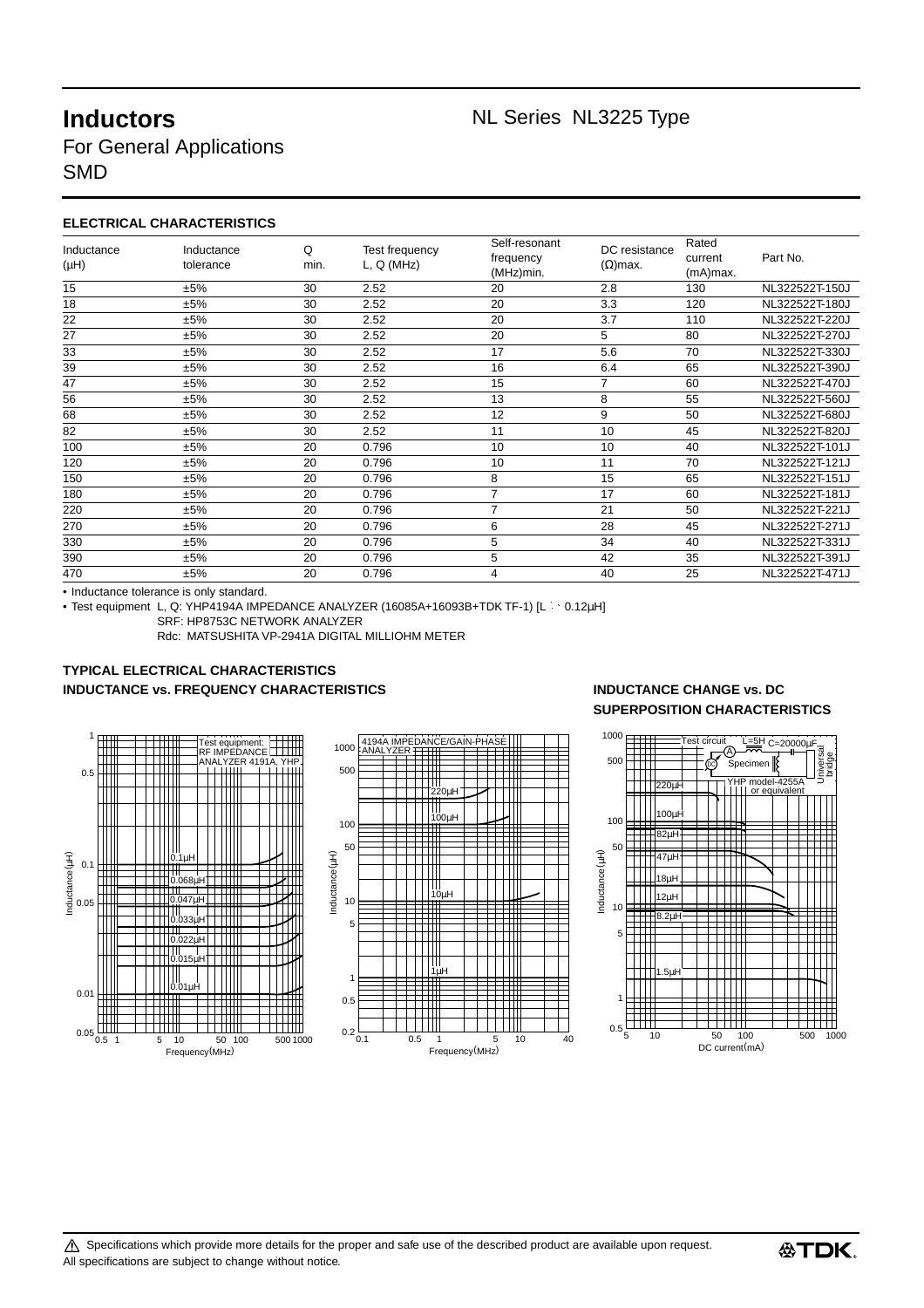# Inductors

For General Applications
SMD

NL Series NL3225 Type

### ELECTRICAL CHARACTERISTICS

| Inductance (μH) | Inductance tolerance | Q min. | Test frequency L, Q (MHz) | Self-resonant frequency (MHz)min. | DC resistance (Ω)max. | Rated current (mA)max. | Part No. |
|---|---|---|---|---|---|---|---|
| 15 | ±5% | 30 | 2.52 | 20 | 2.8 | 130 | NL322522T-150J |
| 18 | ±5% | 30 | 2.52 | 20 | 3.3 | 120 | NL322522T-180J |
| 22 | ±5% | 30 | 2.52 | 20 | 3.7 | 110 | NL322522T-220J |
| 27 | ±5% | 30 | 2.52 | 20 | 5 | 80 | NL322522T-270J |
| 33 | ±5% | 30 | 2.52 | 17 | 5.6 | 70 | NL322522T-330J |
| 39 | ±5% | 30 | 2.52 | 16 | 6.4 | 65 | NL322522T-390J |
| 47 | ±5% | 30 | 2.52 | 15 | 7 | 60 | NL322522T-470J |
| 56 | ±5% | 30 | 2.52 | 13 | 8 | 55 | NL322522T-560J |
| 68 | ±5% | 30 | 2.52 | 12 | 9 | 50 | NL322522T-680J |
| 82 | ±5% | 30 | 2.52 | 11 | 10 | 45 | NL322522T-820J |
| 100 | ±5% | 20 | 0.796 | 10 | 10 | 40 | NL322522T-101J |
| 120 | ±5% | 20 | 0.796 | 10 | 11 | 70 | NL322522T-121J |
| 150 | ±5% | 20 | 0.796 | 8 | 15 | 65 | NL322522T-151J |
| 180 | ±5% | 20 | 0.796 | 7 | 17 | 60 | NL322522T-181J |
| 220 | ±5% | 20 | 0.796 | 7 | 21 | 50 | NL322522T-221J |
| 270 | ±5% | 20 | 0.796 | 6 | 28 | 45 | NL322522T-271J |
| 330 | ±5% | 20 | 0.796 | 5 | 34 | 40 | NL322522T-331J |
| 390 | ±5% | 20 | 0.796 | 5 | 42 | 35 | NL322522T-391J |
| 470 | ±5% | 20 | 0.796 | 4 | 40 | 25 | NL322522T-471J |

- Inductance tolerance is only standard.
- Test equipment L, Q: YHP4194A IMPEDANCE ANALYZER (16085A+16093B+TDK TF-1) [L ∴ 0.12μH]
  SRF: HP8753C NETWORK ANALYZER
  Rdc: MATSUSHITA VP-2941A DIGITAL MILLIOHM METER

### TYPICAL ELECTRICAL CHARACTERISTICS
### INDUCTANCE vs. FREQUENCY CHARACTERISTICS

Test equipment:
RF IMPEDANCE
ANALYZER 4191A, YHP

0.1μH
0.068μH
0.047μH
0.033μH
0.022μH
0.015μH
0.01μH

Inductance (μH)
1
0.5
0.1
0.05
0.01
0.05

0.5 1 5 10 50 100 500 1000
Frequency (MHz)

4194A IMPEDANCE/GAIN-PHASE
ANALYZER

220μH
100μH
10μH
1μH

Inductance (μH)
1000
500
100
50
10
5
1
0.5
0.2

0.1 0.5 1 5 10 40
Frequency (MHz)

### INDUCTANCE CHANGE vs. DC SUPERPOSITION CHARACTERISTICS

Test circuit
L=5H
C=20000μF
A
DC
Specimen
Universal bridge
YHP model-4255A
or equivalent

220μH
100μH
82μH
47μH
18μH
12μH
8.2μH
1.5μH

Inductance (μH)
1000
500
100
50
10
5
1
0.5

5 10 50 100 500 1000
DC current (mA)

⚠ Specifications which provide more details for the proper and safe use of the described product are available upon request.
All specifications are subject to change without notice.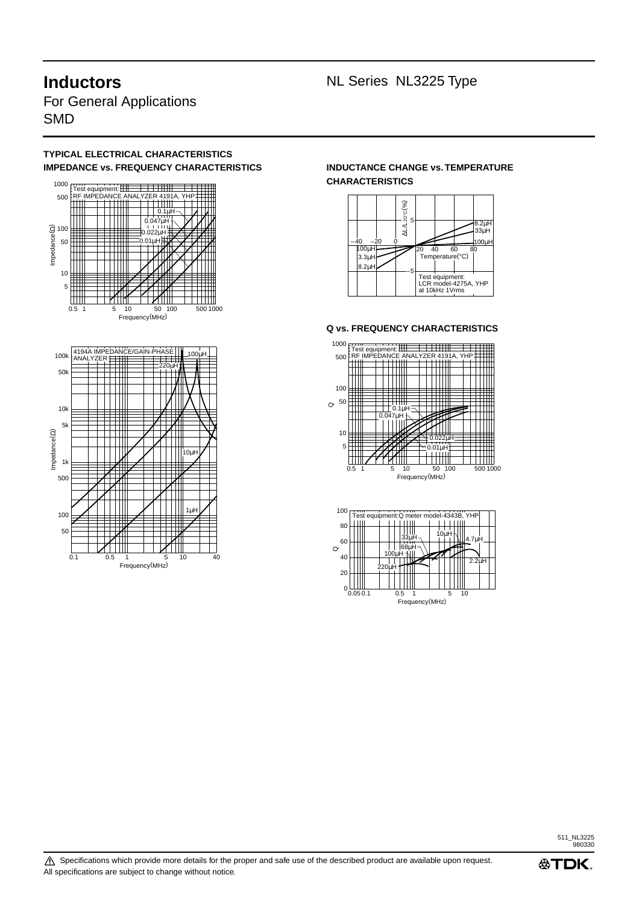# Inductors

For General Applications
SMD

NL Series NL3225 Type

## TYPICAL ELECTRICAL CHARACTERISTICS

### IMPEDANCE vs. FREQUENCY CHARACTERISTICS

Test equipment:
RF IMPEDANCE ANALYZER 4191A, YHP

0.1µH
0.047µH
0.022µH
0.01µH

Impedance(Ω)
1000
500
100
50
10
5

0.5 1 5 10 50 100 500 1000
Frequency(MHz)

4194A IMPEDANCE/GAIN-PHASE ANALYZER

100µH
220µH
10µH
1µH

Impedance(Ω)
100k
50k
10k
5k
1k
500
100
50

0.1 0.5 1 5 10 40
Frequency(MHz)

### INDUCTANCE CHANGE vs. TEMPERATURE CHARACTERISTICS

ΔL/L20°C(%)
5
–5
–40 –20 0 20 40 60 80
Temperature(°C)

8.2µH
33µH
100µH
100µH
3.3µH
8.2µH

Test equipment:
LCR model-4275A, YHP
at 10kHz 1Vrms

### Q vs. FREQUENCY CHARACTERISTICS

Test equipment:
RF IMPEDANCE ANALYZER 4191A, YHP

0.1µH
0.047µH
0.022µH
0.01µH

Q
1000
500
100
50
10
5

0.5 1 5 10 50 100 500 1000
Frequency(MHz)

Test equipment:Q meter model-4343B, YHP

33µH
10µH
4.7µH
68µH
100µH
2.2µH
220µH

Q
100
80
60
40
20
0

0.05 0.1 0.5 1 5 10
Frequency(MHz)

511_NL3225
980330

⚠ Specifications which provide more details for the proper and safe use of the described product are available upon request.
All specifications are subject to change without notice.

TDK